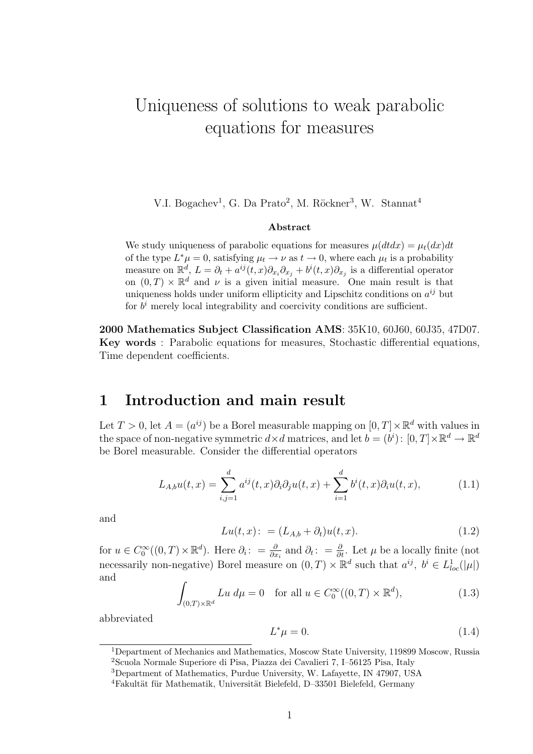# Uniqueness of solutions to weak parabolic equations for measures

V.I. Bogachev[1], G. Da Prato[2], M. Röckner[3], W. Stannat[4]

**Abstract**

We study uniqueness of parabolic equations for measures $\mu(dtdx) = \mu_t(dx)dt$ of the type $L^*\mu = 0$, satisfying $\mu_t \to \nu$ as $t \to 0$, where each $\mu_t$ is a probability measure on $\mathbb{R}^d$, $L = \partial_t + a^{ij}(t,x)\partial_{x_i}\partial_{x_j} + b^i(t,x)\partial_{x_j}$ is a differential operator on $(0,T) \times \mathbb{R}^d$ and $\nu$ is a given initial measure. One main result is that uniqueness holds under uniform ellipticity and Lipschitz conditions on $a^{ij}$ but for $b^i$ merely local integrability and coercivity conditions are sufficient.

**2000 Mathematics Subject Classification AMS**: 35K10, 60J60, 60J35, 47D07.
**Key words** : Parabolic equations for measures, Stochastic differential equations, Time dependent coefficients.

## 1 Introduction and main result

Let $T > 0$, let $A = (a^{ij})$ be a Borel measurable mapping on $[0,T] \times \mathbb{R}^d$ with values in the space of non-negative symmetric $d \times d$ matrices, and let $b = (b^i)\colon [0,T] \times \mathbb{R}^d \to \mathbb{R}^d$ be Borel measurable. Consider the differential operators

$$L_{A,b}u(t,x) = \sum_{i,j=1}^{d} a^{ij}(t,x)\partial_i\partial_j u(t,x) + \sum_{i=1}^{d} b^i(t,x)\partial_i u(t,x), \tag{1.1}$$

and

$$Lu(t,x)\colon = (L_{A,b} + \partial_t)u(t,x). \tag{1.2}$$

for $u \in C_0^\infty((0,T) \times \mathbb{R}^d)$. Here $\partial_i\colon = \frac{\partial}{\partial x_i}$ and $\partial_t\colon = \frac{\partial}{\partial t}$. Let $\mu$ be a locally finite (not necessarily non-negative) Borel measure on $(0,T) \times \mathbb{R}^d$ such that $a^{ij},\ b^i \in L^1_{loc}(|\mu|)$ and

$$\int_{(0,T)\times\mathbb{R}^d} Lu \; d\mu = 0 \quad \text{for all } u \in C_0^\infty((0,T) \times \mathbb{R}^d), \tag{1.3}$$

abbreviated

$$L^*\mu = 0. \tag{1.4}$$

[1]Department of Mechanics and Mathematics, Moscow State University, 119899 Moscow, Russia
[2]Scuola Normale Superiore di Pisa, Piazza dei Cavalieri 7, I–56125 Pisa, Italy
[3]Department of Mathematics, Purdue University, W. Lafayette, IN 47907, USA
[4]Fakultät für Mathematik, Universität Bielefeld, D–33501 Bielefeld, Germany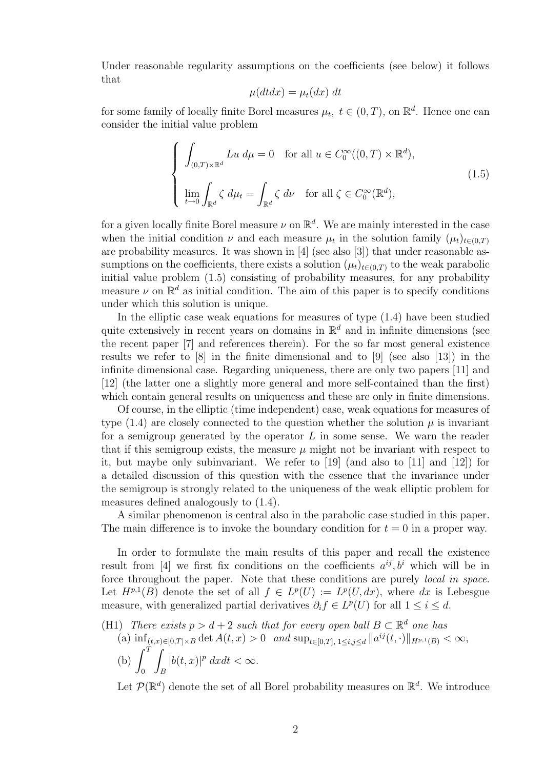Under reasonable regularity assumptions on the coefficients (see below) it follows that

$$\mu(dtdx) = \mu_t(dx)\ dt$$

for some family of locally finite Borel measures $\mu_t,\ t \in (0,T)$, on $\mathbb{R}^d$. Hence one can consider the initial value problem

$$\begin{cases} \displaystyle\int_{(0,T)\times\mathbb{R}^d} Lu\ d\mu = 0 \quad \text{for all } u \in C_0^\infty((0,T)\times\mathbb{R}^d), \\[2ex] \displaystyle\lim_{t\to 0} \int_{\mathbb{R}^d} \zeta\ d\mu_t = \int_{\mathbb{R}^d} \zeta\ d\nu \quad \text{for all } \zeta \in C_0^\infty(\mathbb{R}^d), \end{cases} \tag{1.5}$$

for a given locally finite Borel measure $\nu$ on $\mathbb{R}^d$. We are mainly interested in the case when the initial condition $\nu$ and each measure $\mu_t$ in the solution family $(\mu_t)_{t\in(0,T)}$ are probability measures. It was shown in [4] (see also [3]) that under reasonable assumptions on the coefficients, there exists a solution $(\mu_t)_{t\in(0,T)}$ to the weak parabolic initial value problem (1.5) consisting of probability measures, for any probability measure $\nu$ on $\mathbb{R}^d$ as initial condition. The aim of this paper is to specify conditions under which this solution is unique.

In the elliptic case weak equations for measures of type (1.4) have been studied quite extensively in recent years on domains in $\mathbb{R}^d$ and in infinite dimensions (see the recent paper [7] and references therein). For the so far most general existence results we refer to [8] in the finite dimensional and to [9] (see also [13]) in the infinite dimensional case. Regarding uniqueness, there are only two papers [11] and [12] (the latter one a slightly more general and more self-contained than the first) which contain general results on uniqueness and these are only in finite dimensions.

Of course, in the elliptic (time independent) case, weak equations for measures of type (1.4) are closely connected to the question whether the solution $\mu$ is invariant for a semigroup generated by the operator $L$ in some sense. We warn the reader that if this semigroup exists, the measure $\mu$ might not be invariant with respect to it, but maybe only subinvariant. We refer to [19] (and also to [11] and [12]) for a detailed discussion of this question with the essence that the invariance under the semigroup is strongly related to the uniqueness of the weak elliptic problem for measures defined analogously to (1.4).

A similar phenomenon is central also in the parabolic case studied in this paper. The main difference is to invoke the boundary condition for $t = 0$ in a proper way.

In order to formulate the main results of this paper and recall the existence result from [4] we first fix conditions on the coefficients $a^{ij}, b^i$ which will be in force throughout the paper. Note that these conditions are purely *local in space*. Let $H^{p,1}(B)$ denote the set of all $f \in L^p(U) := L^p(U, dx)$, where $dx$ is Lebesgue measure, with generalized partial derivatives $\partial_i f \in L^p(U)$ for all $1 \le i \le d$.

(H1) *There exists $p > d + 2$ such that for every open ball $B \subset \mathbb{R}^d$ one has*
(a) $\inf_{(t,x)\in[0,T]\times B} \det A(t,x) > 0$ *and* $\sup_{t\in[0,T],\ 1\le i,j\le d} \|a^{ij}(t,\cdot)\|_{H^{p,1}(B)} < \infty$,
(b) $\displaystyle\int_0^T \int_B |b(t,x)|^p\ dxdt < \infty$.

Let $\mathcal{P}(\mathbb{R}^d)$ denote the set of all Borel probability measures on $\mathbb{R}^d$. We introduce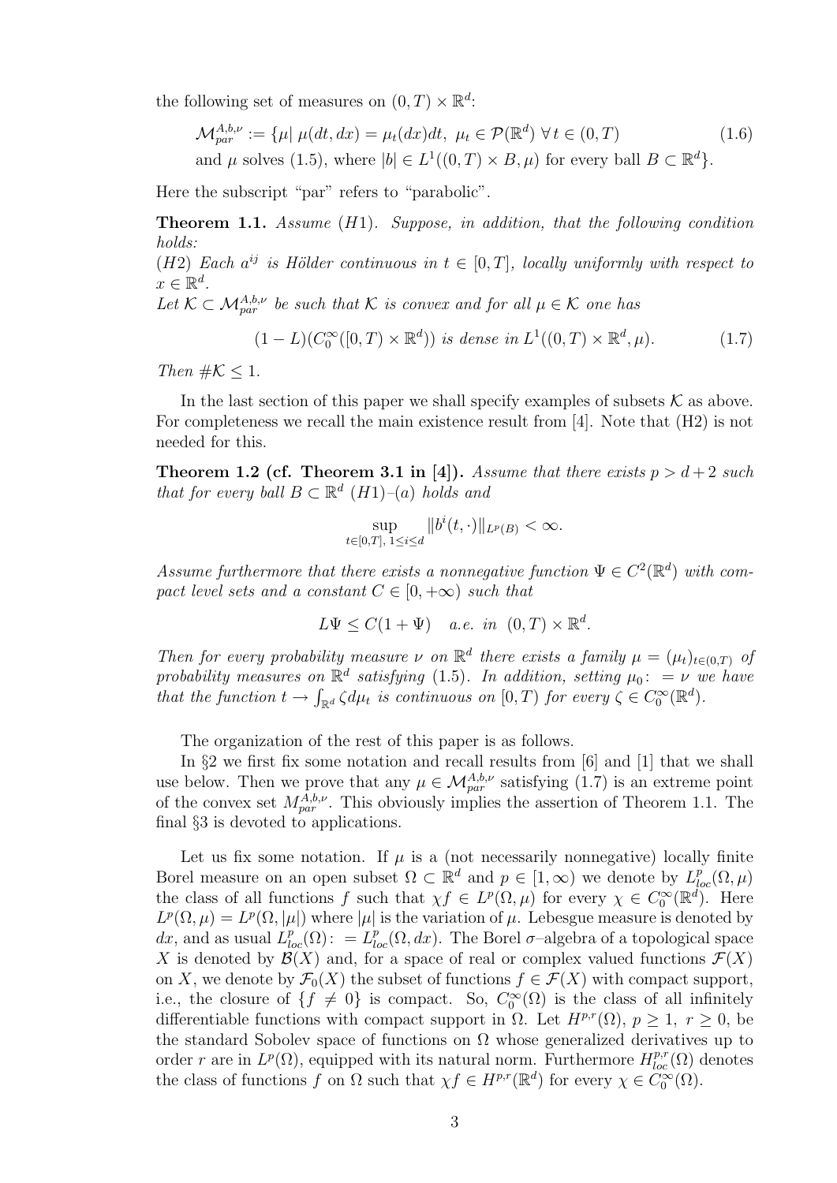the following set of measures on $(0,T)\times\mathbb{R}^d$:

$$
\begin{aligned}
\mathcal{M}_{par}^{A,b,\nu} := \{\mu|\ & \mu(dt,dx) = \mu_t(dx)dt,\ \mu_t \in \mathcal{P}(\mathbb{R}^d)\ \forall t\in(0,T) \qquad (1.6)\\
& \text{and } \mu \text{ solves (1.5), where } |b| \in L^1((0,T)\times B, \mu) \text{ for every ball } B\subset\mathbb{R}^d\}.
\end{aligned}
$$

Here the subscript "par" refers to "parabolic".

**Theorem 1.1.** *Assume $(H1)$. Suppose, in addition, that the following condition holds:*
*$(H2)$ Each $a^{ij}$ is Hölder continuous in $t\in[0,T]$, locally uniformly with respect to $x\in\mathbb{R}^d$.*
*Let $\mathcal{K}\subset\mathcal{M}_{par}^{A,b,\nu}$ be such that $\mathcal{K}$ is convex and for all $\mu\in\mathcal{K}$ one has*

$$
(1-L)(C_0^\infty([0,T)\times\mathbb{R}^d)) \text{ is dense in } L^1((0,T)\times\mathbb{R}^d,\mu). \qquad (1.7)
$$

*Then $\#\mathcal{K}\le 1$.*

In the last section of this paper we shall specify examples of subsets $\mathcal{K}$ as above. For completeness we recall the main existence result from [4]. Note that (H2) is not needed for this.

**Theorem 1.2 (cf. Theorem 3.1 in [4]).** *Assume that there exists $p>d+2$ such that for every ball $B\subset\mathbb{R}^d$ $(H1)$–$(a)$ holds and*

$$
\sup_{t\in[0,T],\,1\le i\le d}\|b^i(t,\cdot)\|_{L^p(B)}<\infty.
$$

*Assume furthermore that there exists a nonnegative function $\Psi\in C^2(\mathbb{R}^d)$ with compact level sets and a constant $C\in[0,+\infty)$ such that*

$$
L\Psi\le C(1+\Psi)\quad a.e.\ in\ \ (0,T)\times\mathbb{R}^d.
$$

*Then for every probability measure $\nu$ on $\mathbb{R}^d$ there exists a family $\mu=(\mu_t)_{t\in(0,T)}$ of probability measures on $\mathbb{R}^d$ satisfying (1.5). In addition, setting $\mu_0 := \nu$ we have that the function $t\to\int_{\mathbb{R}^d}\zeta d\mu_t$ is continuous on $[0,T)$ for every $\zeta\in C_0^\infty(\mathbb{R}^d)$.*

The organization of the rest of this paper is as follows.

In §2 we first fix some notation and recall results from [6] and [1] that we shall use below. Then we prove that any $\mu\in\mathcal{M}_{par}^{A,b,\nu}$ satisfying (1.7) is an extreme point of the convex set $M_{par}^{A,b,\nu}$. This obviously implies the assertion of Theorem 1.1. The final §3 is devoted to applications.

Let us fix some notation. If $\mu$ is a (not necessarily nonnegative) locally finite Borel measure on an open subset $\Omega\subset\mathbb{R}^d$ and $p\in[1,\infty)$ we denote by $L^p_{loc}(\Omega,\mu)$ the class of all functions $f$ such that $\chi f\in L^p(\Omega,\mu)$ for every $\chi\in C_0^\infty(\mathbb{R}^d)$. Here $L^p(\Omega,\mu)=L^p(\Omega,|\mu|)$ where $|\mu|$ is the variation of $\mu$. Lebesgue measure is denoted by $dx$, and as usual $L^p_{loc}(\Omega) := L^p_{loc}(\Omega,dx)$. The Borel $\sigma$–algebra of a topological space $X$ is denoted by $\mathcal{B}(X)$ and, for a space of real or complex valued functions $\mathcal{F}(X)$ on $X$, we denote by $\mathcal{F}_0(X)$ the subset of functions $f\in\mathcal{F}(X)$ with compact support, i.e., the closure of $\{f\neq 0\}$ is compact. So, $C_0^\infty(\Omega)$ is the class of all infinitely differentiable functions with compact support in $\Omega$. Let $H^{p,r}(\Omega)$, $p\ge 1$, $r\ge 0$, be the standard Sobolev space of functions on $\Omega$ whose generalized derivatives up to order $r$ are in $L^p(\Omega)$, equipped with its natural norm. Furthermore $H^{p,r}_{loc}(\Omega)$ denotes the class of functions $f$ on $\Omega$ such that $\chi f\in H^{p,r}(\mathbb{R}^d)$ for every $\chi\in C_0^\infty(\Omega)$.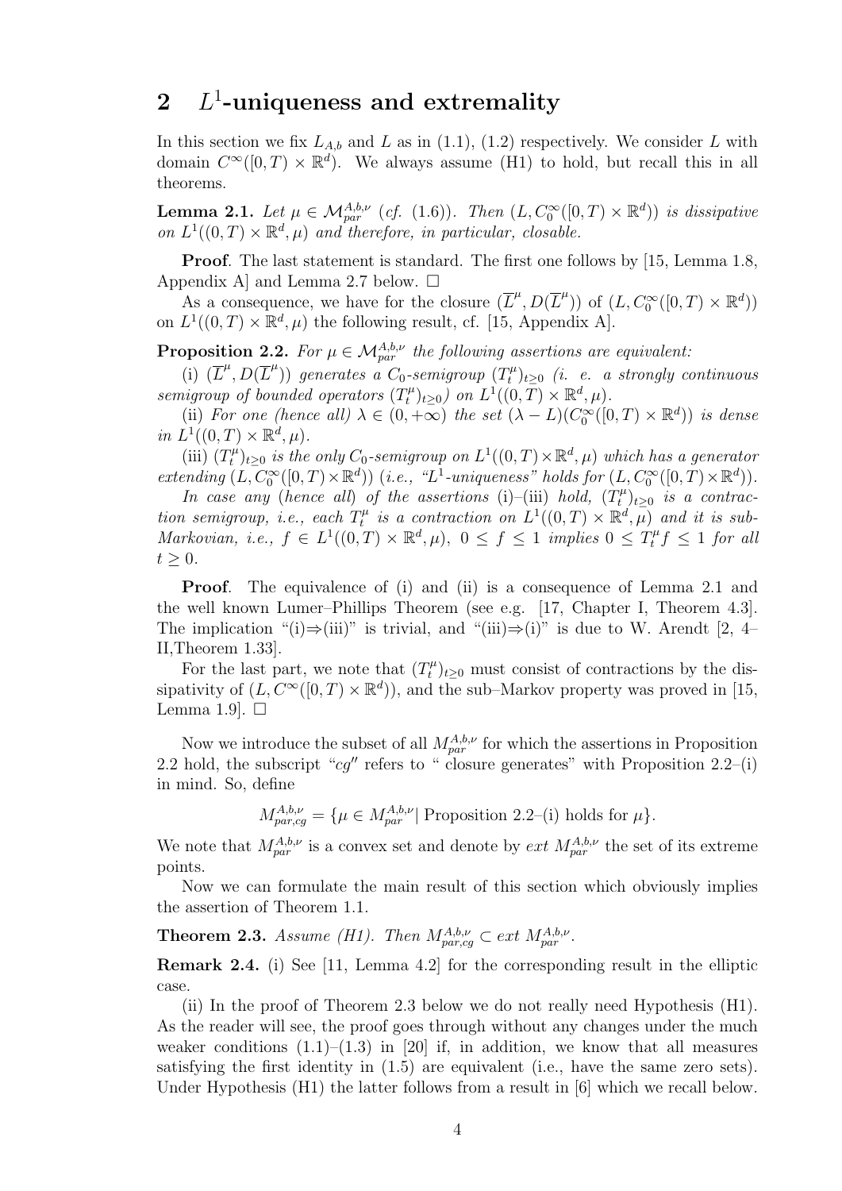## 2 $L^1$-uniqueness and extremality

In this section we fix $L_{A,b}$ and $L$ as in (1.1), (1.2) respectively. We consider $L$ with domain $C^\infty([0,T)\times\mathbb{R}^d)$. We always assume (H1) to hold, but recall this in all theorems.

**Lemma 2.1.** *Let $\mu \in \mathcal{M}^{A,b,\nu}_{par}$ (cf. (1.6)). Then $(L, C_0^\infty([0,T)\times\mathbb{R}^d))$ is dissipative on $L^1((0,T)\times\mathbb{R}^d,\mu)$ and therefore, in particular, closable.*

**Proof**. The last statement is standard. The first one follows by [15, Lemma 1.8, Appendix A] and Lemma 2.7 below. □

As a consequence, we have for the closure $(\overline{L}^\mu, D(\overline{L}^\mu))$ of $(L, C_0^\infty([0,T)\times\mathbb{R}^d))$ on $L^1((0,T)\times\mathbb{R}^d,\mu)$ the following result, cf. [15, Appendix A].

**Proposition 2.2.** *For $\mu\in\mathcal{M}^{A,b,\nu}_{par}$ the following assertions are equivalent:*

*(i) $(\overline{L}^\mu, D(\overline{L}^\mu))$ generates a $C_0$-semigroup $(T_t^\mu)_{t\geq 0}$ (i. e. a strongly continuous semigroup of bounded operators $(T_t^\mu)_{t\geq 0}$) on $L^1((0,T)\times\mathbb{R}^d,\mu)$.*

*(ii) For one (hence all) $\lambda\in(0,+\infty)$ the set $(\lambda - L)(C_0^\infty([0,T)\times\mathbb{R}^d))$ is dense in $L^1((0,T)\times\mathbb{R}^d,\mu)$.*

*(iii) $(T_t^\mu)_{t\geq 0}$ is the only $C_0$-semigroup on $L^1((0,T)\times\mathbb{R}^d,\mu)$ which has a generator extending $(L, C_0^\infty([0,T)\times\mathbb{R}^d))$ (i.e., "$L^1$-uniqueness" holds for $(L, C_0^\infty([0,T)\times\mathbb{R}^d))$.*

*In case any (hence all) of the assertions (i)–(iii) hold, $(T_t^\mu)_{t\geq 0}$ is a contraction semigroup, i.e., each $T_t^\mu$ is a contraction on $L^1((0,T)\times\mathbb{R}^d,\mu)$ and it is sub-Markovian, i.e., $f\in L^1((0,T)\times\mathbb{R}^d,\mu)$, $0\leq f\leq 1$ implies $0\leq T_t^\mu f\leq 1$ for all $t\geq 0$.*

**Proof**. The equivalence of (i) and (ii) is a consequence of Lemma 2.1 and the well known Lumer–Phillips Theorem (see e.g. [17, Chapter I, Theorem 4.3]. The implication "(i)⇒(iii)" is trivial, and "(iii)⇒(i)" is due to W. Arendt [2, 4–II,Theorem 1.33].

For the last part, we note that $(T_t^\mu)_{t\geq 0}$ must consist of contractions by the dissipativity of $(L, C^\infty([0,T)\times\mathbb{R}^d))$, and the sub–Markov property was proved in [15, Lemma 1.9]. □

Now we introduce the subset of all $M^{A,b,\nu}_{par}$ for which the assertions in Proposition 2.2 hold, the subscript "$cg''$ refers to " closure generates" with Proposition 2.2–(i) in mind. So, define

$$M^{A,b,\nu}_{par,cg} = \{\mu\in M^{A,b,\nu}_{par} \,|\, \text{Proposition 2.2–(i) holds for } \mu\}.$$

We note that $M^{A,b,\nu}_{par}$ is a convex set and denote by *ext* $M^{A,b,\nu}_{par}$ the set of its extreme points.

Now we can formulate the main result of this section which obviously implies the assertion of Theorem 1.1.

**Theorem 2.3.** *Assume (H1). Then $M^{A,b,\nu}_{par,cg}\subset ext\ M^{A,b,\nu}_{par}$.*

**Remark 2.4.** (i) See [11, Lemma 4.2] for the corresponding result in the elliptic case.

(ii) In the proof of Theorem 2.3 below we do not really need Hypothesis (H1). As the reader will see, the proof goes through without any changes under the much weaker conditions (1.1)–(1.3) in [20] if, in addition, we know that all measures satisfying the first identity in (1.5) are equivalent (i.e., have the same zero sets). Under Hypothesis (H1) the latter follows from a result in [6] which we recall below.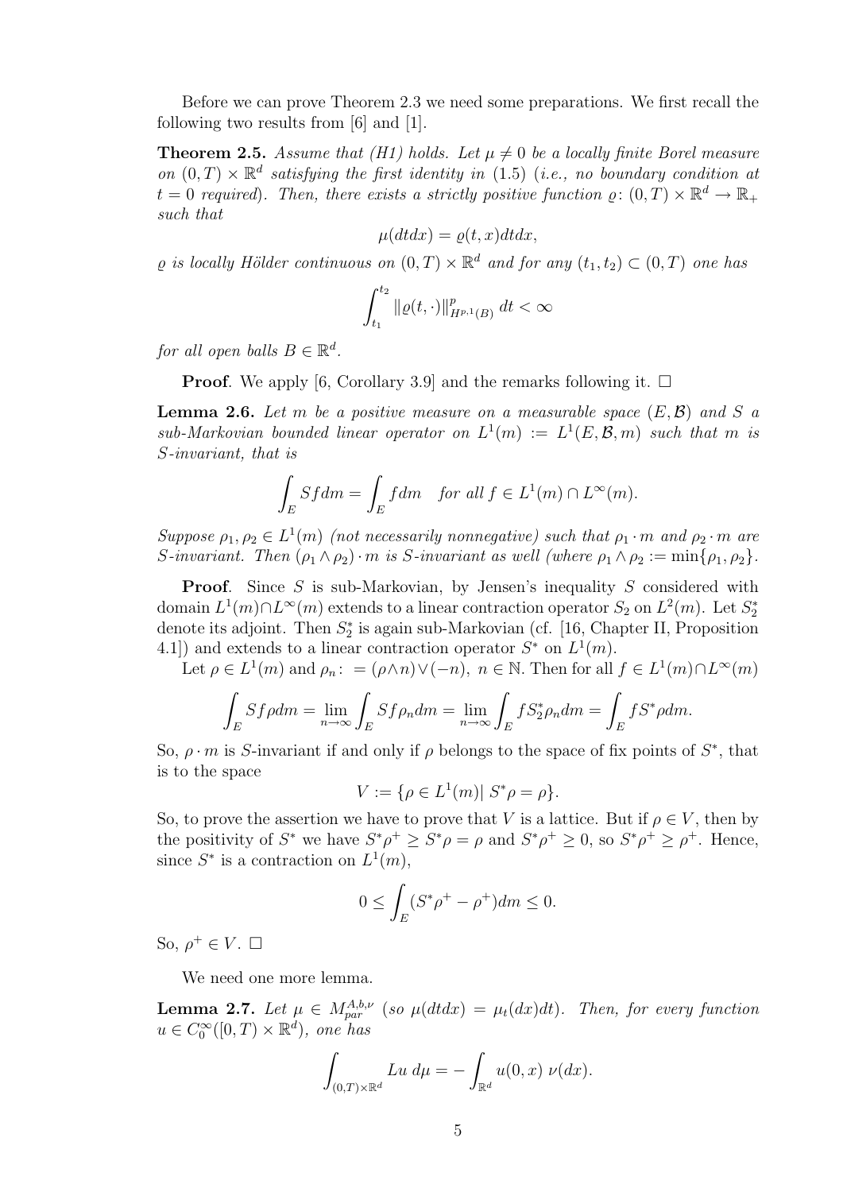Before we can prove Theorem 2.3 we need some preparations. We first recall the following two results from [6] and [1].

**Theorem 2.5.** *Assume that (H1) holds. Let $\mu \neq 0$ be a locally finite Borel measure on $(0,T) \times \mathbb{R}^d$ satisfying the first identity in (1.5) (i.e., no boundary condition at $t = 0$ required). Then, there exists a strictly positive function $\varrho \colon (0,T) \times \mathbb{R}^d \to \mathbb{R}_+$ such that*

$$\mu(dtdx) = \varrho(t,x)dtdx,$$

*$\varrho$ is locally Hölder continuous on $(0,T) \times \mathbb{R}^d$ and for any $(t_1, t_2) \subset (0,T)$ one has*

$$\int_{t_1}^{t_2} \|\varrho(t,\cdot)\|_{H^{p,1}(B)}^p \, dt < \infty$$

*for all open balls $B \in \mathbb{R}^d$.*

**Proof**. We apply [6, Corollary 3.9] and the remarks following it. □

**Lemma 2.6.** *Let $m$ be a positive measure on a measurable space $(E, \mathcal{B})$ and $S$ a sub-Markovian bounded linear operator on $L^1(m) := L^1(E, \mathcal{B}, m)$ such that $m$ is $S$-invariant, that is*

$$\int_E Sf dm = \int_E f dm \quad \textit{for all } f \in L^1(m) \cap L^\infty(m).$$

*Suppose $\rho_1, \rho_2 \in L^1(m)$ (not necessarily nonnegative) such that $\rho_1 \cdot m$ and $\rho_2 \cdot m$ are $S$-invariant. Then $(\rho_1 \wedge \rho_2) \cdot m$ is $S$-invariant as well (where $\rho_1 \wedge \rho_2 := \min\{\rho_1, \rho_2\}$.*

**Proof**. Since $S$ is sub-Markovian, by Jensen's inequality $S$ considered with domain $L^1(m) \cap L^\infty(m)$ extends to a linear contraction operator $S_2$ on $L^2(m)$. Let $S_2^*$ denote its adjoint. Then $S_2^*$ is again sub-Markovian (cf. [16, Chapter II, Proposition 4.1]) and extends to a linear contraction operator $S^*$ on $L^1(m)$.

Let $\rho \in L^1(m)$ and $\rho_n \colon = (\rho \wedge n) \vee (-n)$, $n \in \mathbb{N}$. Then for all $f \in L^1(m) \cap L^\infty(m)$

$$\int_E Sf\rho dm = \lim_{n \to \infty} \int_E Sf \rho_n dm = \lim_{n \to \infty} \int_E f S_2^* \rho_n dm = \int_E f S^* \rho dm.$$

So, $\rho \cdot m$ is $S$-invariant if and only if $\rho$ belongs to the space of fix points of $S^*$, that is to the space

$$V := \{\rho \in L^1(m) | \; S^* \rho = \rho\}.$$

So, to prove the assertion we have to prove that $V$ is a lattice. But if $\rho \in V$, then by the positivity of $S^*$ we have $S^* \rho^+ \geq S^* \rho = \rho$ and $S^* \rho^+ \geq 0$, so $S^* \rho^+ \geq \rho^+$. Hence, since $S^*$ is a contraction on $L^1(m)$,

$$0 \leq \int_E (S^* \rho^+ - \rho^+) dm \leq 0.$$

So, $\rho^+ \in V$. □

We need one more lemma.

**Lemma 2.7.** *Let $\mu \in M_{par}^{A,b,\nu}$ (so $\mu(dtdx) = \mu_t(dx)dt$). Then, for every function $u \in C_0^\infty([0,T) \times \mathbb{R}^d)$, one has*

$$\int_{(0,T) \times \mathbb{R}^d} Lu \; d\mu = - \int_{\mathbb{R}^d} u(0,x) \; \nu(dx).$$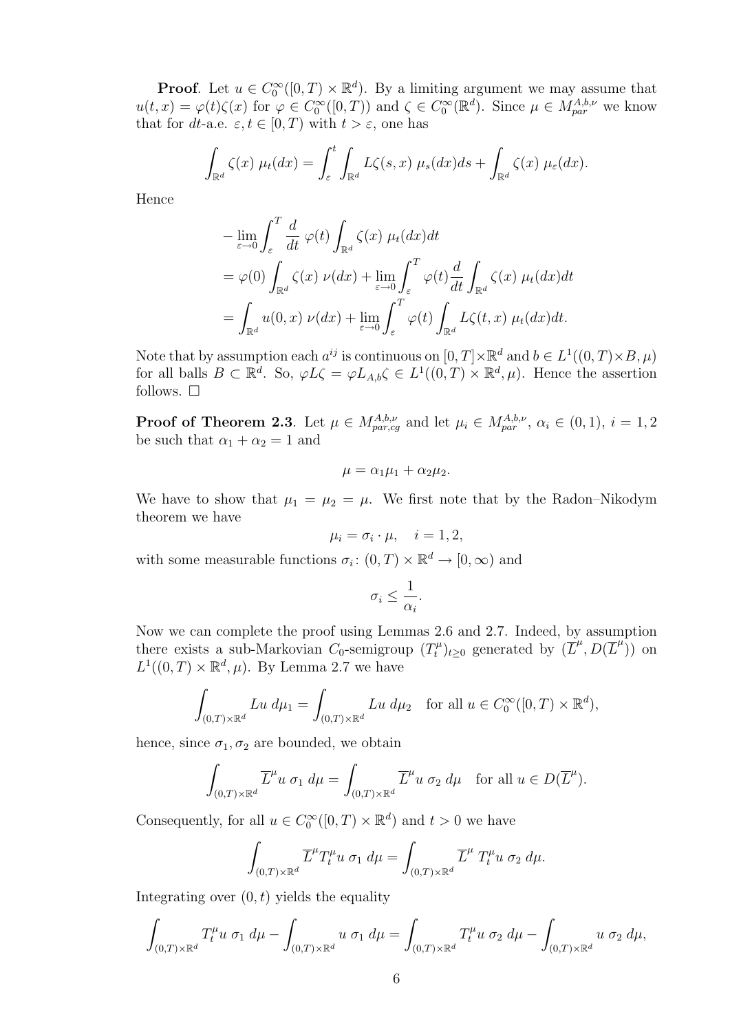**Proof**. Let $u \in C_0^\infty([0,T) \times \mathbb{R}^d)$. By a limiting argument we may assume that $u(t,x) = \varphi(t)\zeta(x)$ for $\varphi \in C_0^\infty([0,T))$ and $\zeta \in C_0^\infty(\mathbb{R}^d)$. Since $\mu \in M_{par}^{A,b,\nu}$ we know that for $dt$-a.e. $\varepsilon, t \in [0,T)$ with $t > \varepsilon$, one has

$$\int_{\mathbb{R}^d} \zeta(x)\; \mu_t(dx) = \int_\varepsilon^t \int_{\mathbb{R}^d} L\zeta(s,x)\; \mu_s(dx) ds + \int_{\mathbb{R}^d} \zeta(x)\; \mu_\varepsilon(dx).$$

Hence

$$\begin{aligned}
&-\lim_{\varepsilon \to 0} \int_\varepsilon^T \frac{d}{dt}\; \varphi(t) \int_{\mathbb{R}^d} \zeta(x)\; \mu_t(dx) dt \\
&= \varphi(0) \int_{\mathbb{R}^d} \zeta(x)\; \nu(dx) + \lim_{\varepsilon \to 0} \int_\varepsilon^T \varphi(t) \frac{d}{dt} \int_{\mathbb{R}^d} \zeta(x)\; \mu_t(dx) dt \\
&= \int_{\mathbb{R}^d} u(0,x)\; \nu(dx) + \lim_{\varepsilon \to 0} \int_\varepsilon^T \varphi(t) \int_{\mathbb{R}^d} L\zeta(t,x)\; \mu_t(dx) dt.
\end{aligned}$$

Note that by assumption each $a^{ij}$ is continuous on $[0,T] \times \mathbb{R}^d$ and $b \in L^1((0,T) \times B, \mu)$ for all balls $B \subset \mathbb{R}^d$. So, $\varphi L\zeta = \varphi L_{A,b}\zeta \in L^1((0,T) \times \mathbb{R}^d, \mu)$. Hence the assertion follows. $\square$

**Proof of Theorem 2.3**. Let $\mu \in M_{par,cg}^{A,b,\nu}$ and let $\mu_i \in M_{par}^{A,b,\nu}$, $\alpha_i \in (0,1)$, $i = 1,2$ be such that $\alpha_1 + \alpha_2 = 1$ and

$$\mu = \alpha_1 \mu_1 + \alpha_2 \mu_2.$$

We have to show that $\mu_1 = \mu_2 = \mu$. We first note that by the Radon–Nikodym theorem we have

$$\mu_i = \sigma_i \cdot \mu, \quad i = 1,2,$$

with some measurable functions $\sigma_i \colon (0,T) \times \mathbb{R}^d \to [0,\infty)$ and

$$\sigma_i \le \frac{1}{\alpha_i}.$$

Now we can complete the proof using Lemmas 2.6 and 2.7. Indeed, by assumption there exists a sub-Markovian $C_0$-semigroup $(T_t^\mu)_{t \ge 0}$ generated by $(\overline{L}^\mu, D(\overline{L}^\mu))$ on $L^1((0,T) \times \mathbb{R}^d, \mu)$. By Lemma 2.7 we have

$$\int_{(0,T) \times \mathbb{R}^d} Lu\; d\mu_1 = \int_{(0,T) \times \mathbb{R}^d} Lu\; d\mu_2 \quad \text{for all } u \in C_0^\infty([0,T) \times \mathbb{R}^d),$$

hence, since $\sigma_1, \sigma_2$ are bounded, we obtain

$$\int_{(0,T) \times \mathbb{R}^d} \overline{L}^\mu u\; \sigma_1\; d\mu = \int_{(0,T) \times \mathbb{R}^d} \overline{L}^\mu u\; \sigma_2\; d\mu \quad \text{for all } u \in D(\overline{L}^\mu).$$

Consequently, for all $u \in C_0^\infty([0,T) \times \mathbb{R}^d)$ and $t > 0$ we have

$$\int_{(0,T) \times \mathbb{R}^d} \overline{L}^\mu T_t^\mu u\; \sigma_1\; d\mu = \int_{(0,T) \times \mathbb{R}^d} \overline{L}^\mu\; T_t^\mu u\; \sigma_2\; d\mu.$$

Integrating over $(0,t)$ yields the equality

$$\int_{(0,T) \times \mathbb{R}^d} T_t^\mu u\; \sigma_1\; d\mu - \int_{(0,T) \times \mathbb{R}^d} u\; \sigma_1\; d\mu = \int_{(0,T) \times \mathbb{R}^d} T_t^\mu u\; \sigma_2\; d\mu - \int_{(0,T) \times \mathbb{R}^d} u\; \sigma_2\; d\mu,$$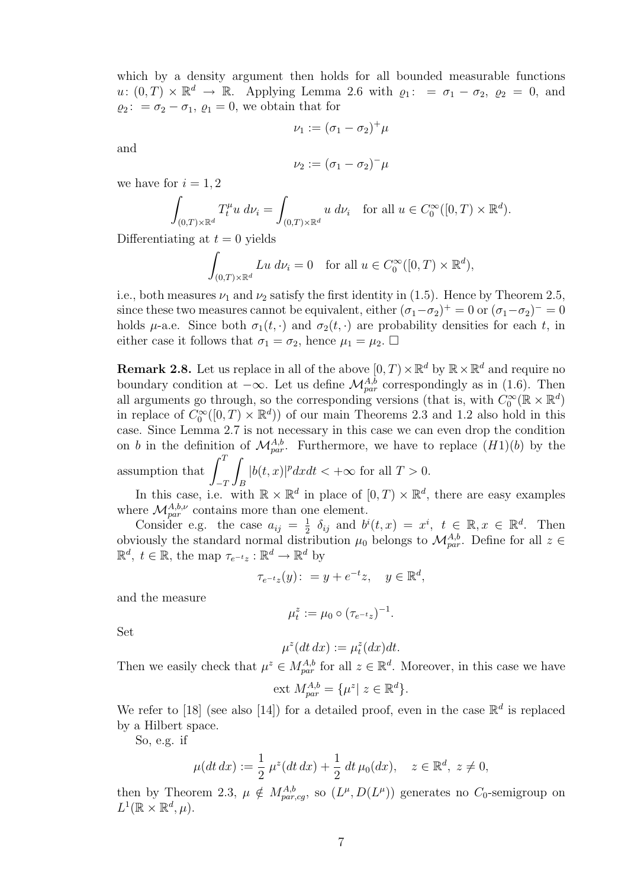which by a density argument then holds for all bounded measurable functions $u\colon (0,T)\times\mathbb{R}^d\to\mathbb{R}$. Applying Lemma 2.6 with $\varrho_1\colon=\sigma_1-\sigma_2$, $\varrho_2=0$, and $\varrho_2\colon=\sigma_2-\sigma_1$, $\varrho_1=0$, we obtain that for

$$\nu_1 := (\sigma_1-\sigma_2)^+\mu$$

and

$$\nu_2 := (\sigma_1-\sigma_2)^-\mu$$

we have for $i=1,2$

$$\int_{(0,T)\times\mathbb{R}^d} T_t^\mu u \, d\nu_i = \int_{(0,T)\times\mathbb{R}^d} u \, d\nu_i \quad \text{for all } u\in C_0^\infty([0,T)\times\mathbb{R}^d).$$

Differentiating at $t=0$ yields

$$\int_{(0,T)\times\mathbb{R}^d} Lu \, d\nu_i = 0 \quad \text{for all } u\in C_0^\infty([0,T)\times\mathbb{R}^d),$$

i.e., both measures $\nu_1$ and $\nu_2$ satisfy the first identity in (1.5). Hence by Theorem 2.5, since these two measures cannot be equivalent, either $(\sigma_1-\sigma_2)^+=0$ or $(\sigma_1-\sigma_2)^-=0$ holds $\mu$-a.e. Since both $\sigma_1(t,\cdot)$ and $\sigma_2(t,\cdot)$ are probability densities for each $t$, in either case it follows that $\sigma_1=\sigma_2$, hence $\mu_1=\mu_2$. $\square$

**Remark 2.8.** Let us replace in all of the above $[0,T)\times\mathbb{R}^d$ by $\mathbb{R}\times\mathbb{R}^d$ and require no boundary condition at $-\infty$. Let us define $\mathcal{M}_{par}^{A,b}$ correspondingly as in (1.6). Then all arguments go through, so the corresponding versions (that is, with $C_0^\infty(\mathbb{R}\times\mathbb{R}^d)$ in replace of $C_0^\infty([0,T)\times\mathbb{R}^d)$) of our main Theorems 2.3 and 1.2 also hold in this case. Since Lemma 2.7 is not necessary in this case we can even drop the condition on $b$ in the definition of $\mathcal{M}_{par}^{A,b}$. Furthermore, we have to replace $(H1)(b)$ by the assumption that $\displaystyle\int_{-T}^{T}\int_B |b(t,x)|^p dx dt < +\infty$ for all $T>0$.

In this case, i.e. with $\mathbb{R}\times\mathbb{R}^d$ in place of $[0,T)\times\mathbb{R}^d$, there are easy examples where $\mathcal{M}_{par}^{A,b,\nu}$ contains more than one element.

Consider e.g. the case $a_{ij}=\frac{1}{2}\,\delta_{ij}$ and $b^i(t,x)=x^i$, $t\in\mathbb{R}, x\in\mathbb{R}^d$. Then obviously the standard normal distribution $\mu_0$ belongs to $\mathcal{M}_{par}^{A,b}$. Define for all $z\in\mathbb{R}^d$, $t\in\mathbb{R}$, the map $\tau_{e^{-t}z}:\mathbb{R}^d\to\mathbb{R}^d$ by

$$\tau_{e^{-t}z}(y)\colon = y+e^{-t}z, \quad y\in\mathbb{R}^d,$$

and the measure

$$\mu_t^z := \mu_0\circ(\tau_{e^{-t}z})^{-1}.$$

Set

$$\mu^z(dt\,dx) := \mu_t^z(dx)dt.$$

Then we easily check that $\mu^z\in M_{par}^{A,b}$ for all $z\in\mathbb{R}^d$. Moreover, in this case we have

$$\text{ext } M_{par}^{A,b} = \{\mu^z |\ z\in\mathbb{R}^d\}.$$

We refer to [18] (see also [14]) for a detailed proof, even in the case $\mathbb{R}^d$ is replaced by a Hilbert space.

So, e.g. if

$$\mu(dt\,dx) := \frac{1}{2}\,\mu^z(dt\,dx) + \frac{1}{2}\,dt\,\mu_0(dx), \quad z\in\mathbb{R}^d,\ z\neq 0,$$

then by Theorem 2.3, $\mu\notin M_{par,cg}^{A,b}$, so $(L^\mu, D(L^\mu))$ generates no $C_0$-semigroup on $L^1(\mathbb{R}\times\mathbb{R}^d,\mu)$.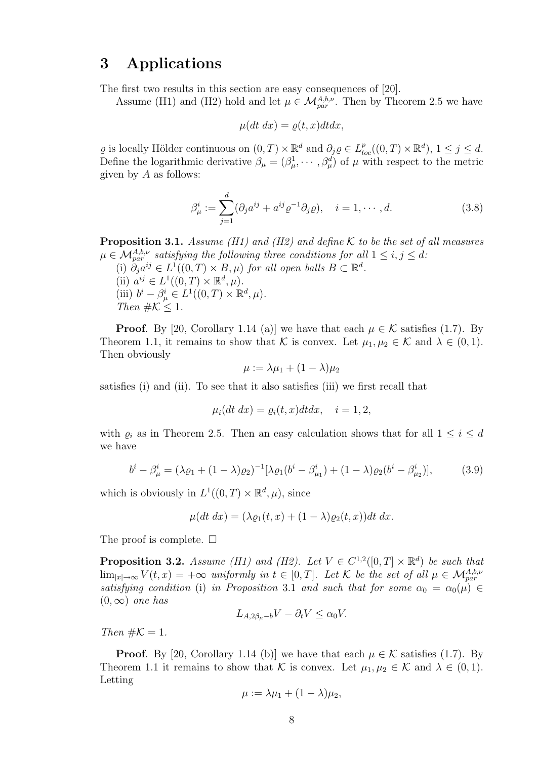# 3 Applications

The first two results in this section are easy consequences of [20].

Assume (H1) and (H2) hold and let $\mu \in \mathcal{M}_{par}^{A,b,\nu}$. Then by Theorem 2.5 we have

$$\mu(dt\, dx) = \varrho(t,x)dtdx,$$

$\varrho$ is locally Hölder continuous on $(0,T) \times \mathbb{R}^d$ and $\partial_j \varrho \in L^p_{loc}((0,T) \times \mathbb{R}^d)$, $1 \le j \le d$. Define the logarithmic derivative $\beta_\mu = (\beta^1_\mu, \cdots, \beta^d_\mu)$ of $\mu$ with respect to the metric given by $A$ as follows:

$$\beta^i_\mu := \sum_{j=1}^d (\partial_j a^{ij} + a^{ij} \varrho^{-1} \partial_j \varrho), \quad i = 1, \cdots, d. \tag{3.8}$$

**Proposition 3.1.** *Assume (H1) and (H2) and define $\mathcal{K}$ to be the set of all measures $\mu \in \mathcal{M}_{par}^{A,b,\nu}$ satisfying the following three conditions for all $1 \le i,j \le d$:*
(i) $\partial_j a^{ij} \in L^1((0,T) \times B, \mu)$ *for all open balls $B \subset \mathbb{R}^d$.*
(ii) $a^{ij} \in L^1((0,T) \times \mathbb{R}^d, \mu)$.
(iii) $b^i - \beta^i_\mu \in L^1((0,T) \times \mathbb{R}^d, \mu)$.
*Then $\#\mathcal{K} \le 1$.*

**Proof**. By [20, Corollary 1.14 (a)] we have that each $\mu \in \mathcal{K}$ satisfies (1.7). By Theorem 1.1, it remains to show that $\mathcal{K}$ is convex. Let $\mu_1, \mu_2 \in \mathcal{K}$ and $\lambda \in (0,1)$. Then obviously

$$\mu := \lambda \mu_1 + (1-\lambda)\mu_2$$

satisfies (i) and (ii). To see that it also satisfies (iii) we first recall that

$$\mu_i(dt\, dx) = \varrho_i(t,x)dtdx, \quad i = 1,2,$$

with $\varrho_i$ as in Theorem 2.5. Then an easy calculation shows that for all $1 \le i \le d$ we have

$$b^i - \beta^i_\mu = (\lambda \varrho_1 + (1-\lambda)\varrho_2)^{-1} [\lambda \varrho_1 (b^i - \beta^i_{\mu_1}) + (1-\lambda)\varrho_2 (b^i - \beta^i_{\mu_2})], \tag{3.9}$$

which is obviously in $L^1((0,T) \times \mathbb{R}^d, \mu)$, since

$$\mu(dt\, dx) = (\lambda \varrho_1(t,x) + (1-\lambda)\varrho_2(t,x))dt\, dx.$$

The proof is complete. $\square$

**Proposition 3.2.** *Assume (H1) and (H2). Let $V \in C^{1,2}([0,T] \times \mathbb{R}^d)$ be such that $\lim_{|x| \to \infty} V(t,x) = +\infty$ uniformly in $t \in [0,T]$. Let $\mathcal{K}$ be the set of all $\mu \in \mathcal{M}_{par}^{A,b,\nu}$ satisfying condition* (i) *in Proposition* 3.1 *and such that for some $\alpha_0 = \alpha_0(\mu) \in (0,\infty)$ one has*

$$L_{A,2\beta_\mu - b} V - \partial_t V \le \alpha_0 V.$$

*Then $\#\mathcal{K} = 1$.*

**Proof**. By [20, Corollary 1.14 (b)] we have that each $\mu \in \mathcal{K}$ satisfies (1.7). By Theorem 1.1 it remains to show that $\mathcal{K}$ is convex. Let $\mu_1, \mu_2 \in \mathcal{K}$ and $\lambda \in (0,1)$. Letting

$$\mu := \lambda \mu_1 + (1-\lambda)\mu_2,$$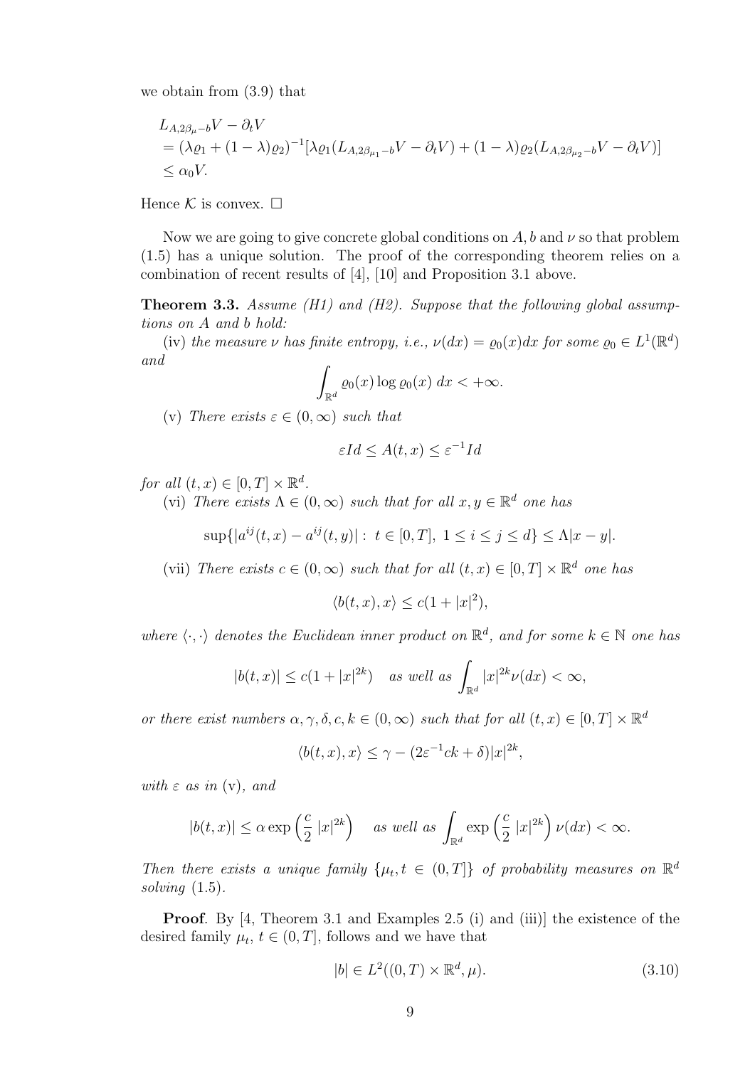we obtain from (3.9) that

$$
\begin{aligned}
&L_{A,2\beta_\mu - b}V - \partial_t V \\
&= (\lambda\varrho_1 + (1-\lambda)\varrho_2)^{-1}[\lambda\varrho_1(L_{A,2\beta_{\mu_1}-b}V - \partial_t V) + (1-\lambda)\varrho_2(L_{A,2\beta_{\mu_2}-b}V - \partial_t V)] \\
&\le \alpha_0 V.
\end{aligned}
$$

Hence $\mathcal{K}$ is convex. $\square$

Now we are going to give concrete global conditions on $A, b$ and $\nu$ so that problem (1.5) has a unique solution. The proof of the corresponding theorem relies on a combination of recent results of [4], [10] and Proposition 3.1 above.

**Theorem 3.3.** *Assume (H1) and (H2). Suppose that the following global assumptions on $A$ and $b$ hold:*

(iv) *the measure $\nu$ has finite entropy, i.e., $\nu(dx) = \varrho_0(x)dx$ for some $\varrho_0 \in L^1(\mathbb{R}^d)$ and*

$$
\int_{\mathbb{R}^d} \varrho_0(x) \log \varrho_0(x)\, dx < +\infty.
$$

(v) *There exists $\varepsilon \in (0,\infty)$ such that*

$$
\varepsilon Id \le A(t,x) \le \varepsilon^{-1} Id
$$

*for all $(t,x) \in [0,T] \times \mathbb{R}^d$.*

(vi) *There exists $\Lambda \in (0,\infty)$ such that for all $x, y \in \mathbb{R}^d$ one has*

$$
\sup\{|a^{ij}(t,x) - a^{ij}(t,y)| :\ t \in [0,T],\ 1 \le i \le j \le d\} \le \Lambda |x-y|.
$$

(vii) *There exists $c \in (0,\infty)$ such that for all $(t,x) \in [0,T] \times \mathbb{R}^d$ one has*

$$
\langle b(t,x), x\rangle \le c(1+|x|^2),
$$

*where $\langle \cdot,\cdot \rangle$ denotes the Euclidean inner product on $\mathbb{R}^d$, and for some $k \in \mathbb{N}$ one has*

$$
|b(t,x)| \le c(1+|x|^{2k}) \quad \text{as well as } \int_{\mathbb{R}^d} |x|^{2k} \nu(dx) < \infty,
$$

*or there exist numbers $\alpha, \gamma, \delta, c, k \in (0,\infty)$ such that for all $(t,x) \in [0,T] \times \mathbb{R}^d$*

$$
\langle b(t,x), x\rangle \le \gamma - (2\varepsilon^{-1}ck + \delta)|x|^{2k},
$$

*with $\varepsilon$ as in (v), and*

$$
|b(t,x)| \le \alpha \exp\left(\frac{c}{2}\,|x|^{2k}\right) \quad \text{as well as } \int_{\mathbb{R}^d} \exp\left(\frac{c}{2}\,|x|^{2k}\right) \nu(dx) < \infty.
$$

*Then there exists a unique family $\{\mu_t, t \in (0,T]\}$ of probability measures on $\mathbb{R}^d$ solving (1.5).*

**Proof**. By [4, Theorem 3.1 and Examples 2.5 (i) and (iii)] the existence of the desired family $\mu_t$, $t \in (0,T]$, follows and we have that

$$
|b| \in L^2((0,T) \times \mathbb{R}^d, \mu). \tag{3.10}
$$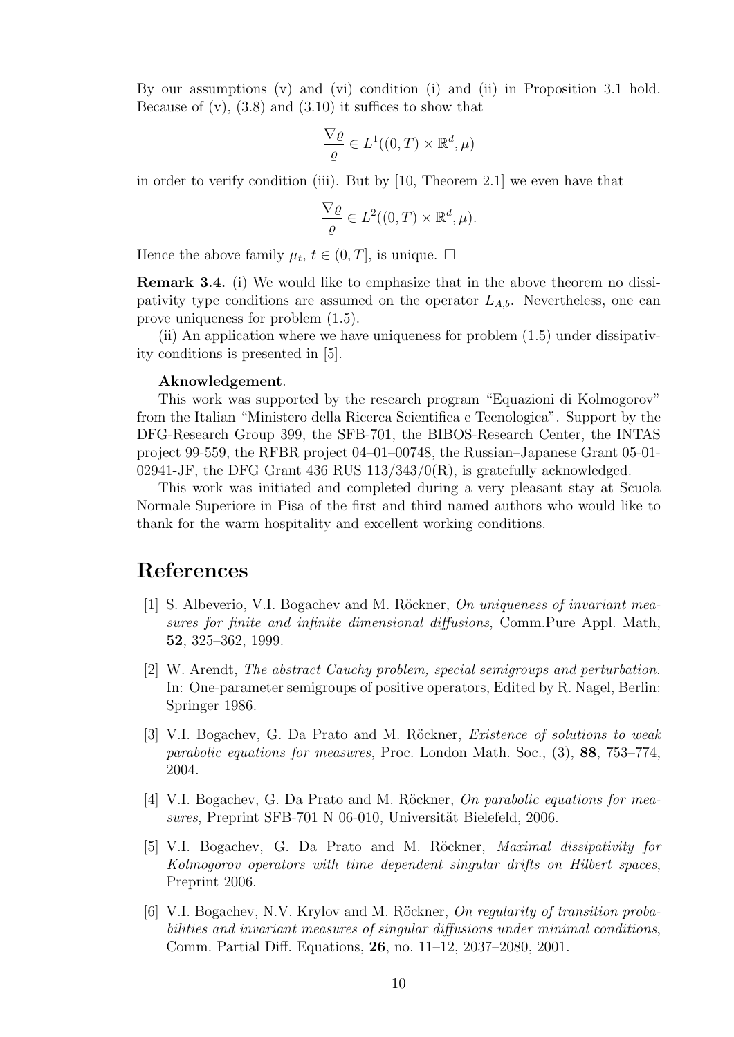By our assumptions (v) and (vi) condition (i) and (ii) in Proposition 3.1 hold. Because of (v), (3.8) and (3.10) it suffices to show that

$$\frac{\nabla \varrho}{\varrho} \in L^1((0,T) \times \mathbb{R}^d, \mu)$$

in order to verify condition (iii). But by [10, Theorem 2.1] we even have that

$$\frac{\nabla \varrho}{\varrho} \in L^2((0,T) \times \mathbb{R}^d, \mu).$$

Hence the above family $\mu_t$, $t \in (0,T]$, is unique. □

**Remark 3.4.** (i) We would like to emphasize that in the above theorem no dissipativity type conditions are assumed on the operator $L_{A,b}$. Nevertheless, one can prove uniqueness for problem (1.5).

(ii) An application where we have uniqueness for problem (1.5) under dissipativity conditions is presented in [5].

**Aknowledgement**.

This work was supported by the research program "Equazioni di Kolmogorov" from the Italian "Ministero della Ricerca Scientifica e Tecnologica". Support by the DFG-Research Group 399, the SFB-701, the BIBOS-Research Center, the INTAS project 99-559, the RFBR project 04–01–00748, the Russian–Japanese Grant 05-01-02941-JF, the DFG Grant 436 RUS 113/343/0(R), is gratefully acknowledged.

This work was initiated and completed during a very pleasant stay at Scuola Normale Superiore in Pisa of the first and third named authors who would like to thank for the warm hospitality and excellent working conditions.

# References

[1] S. Albeverio, V.I. Bogachev and M. Röckner, *On uniqueness of invariant measures for finite and infinite dimensional diffusions*, Comm.Pure Appl. Math, **52**, 325–362, 1999.

[2] W. Arendt, *The abstract Cauchy problem, special semigroups and perturbation.* In: One-parameter semigroups of positive operators, Edited by R. Nagel, Berlin: Springer 1986.

[3] V.I. Bogachev, G. Da Prato and M. Röckner, *Existence of solutions to weak parabolic equations for measures*, Proc. London Math. Soc., (3), **88**, 753–774, 2004.

[4] V.I. Bogachev, G. Da Prato and M. Röckner, *On parabolic equations for measures*, Preprint SFB-701 N 06-010, Universität Bielefeld, 2006.

[5] V.I. Bogachev, G. Da Prato and M. Röckner, *Maximal dissipativity for Kolmogorov operators with time dependent singular drifts on Hilbert spaces*, Preprint 2006.

[6] V.I. Bogachev, N.V. Krylov and M. Röckner, *On regularity of transition probabilities and invariant measures of singular diffusions under minimal conditions*, Comm. Partial Diff. Equations, **26**, no. 11–12, 2037–2080, 2001.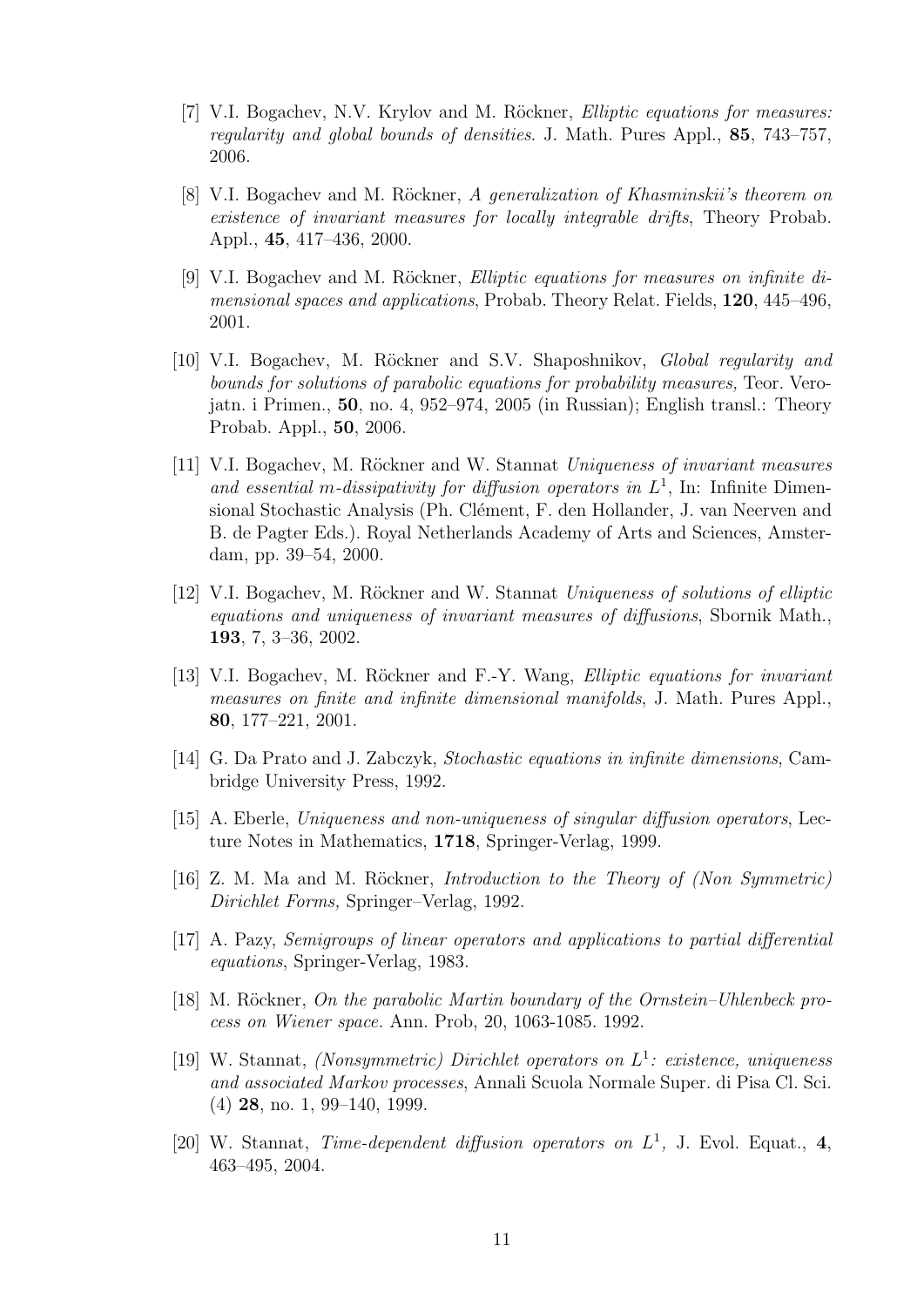[7] V.I. Bogachev, N.V. Krylov and M. Röckner, *Elliptic equations for measures: regularity and global bounds of densities*. J. Math. Pures Appl., **85**, 743–757, 2006.

[8] V.I. Bogachev and M. Röckner, *A generalization of Khasminskii's theorem on existence of invariant measures for locally integrable drifts*, Theory Probab. Appl., **45**, 417–436, 2000.

[9] V.I. Bogachev and M. Röckner, *Elliptic equations for measures on infinite dimensional spaces and applications*, Probab. Theory Relat. Fields, **120**, 445–496, 2001.

[10] V.I. Bogachev, M. Röckner and S.V. Shaposhnikov, *Global regularity and bounds for solutions of parabolic equations for probability measures,* Teor. Verojatn. i Primen., **50**, no. 4, 952–974, 2005 (in Russian); English transl.: Theory Probab. Appl., **50**, 2006.

[11] V.I. Bogachev, M. Röckner and W. Stannat *Uniqueness of invariant measures and essential $m$-dissipativity for diffusion operators in $L^1$*, In: Infinite Dimensional Stochastic Analysis (Ph. Clément, F. den Hollander, J. van Neerven and B. de Pagter Eds.). Royal Netherlands Academy of Arts and Sciences, Amsterdam, pp. 39–54, 2000.

[12] V.I. Bogachev, M. Röckner and W. Stannat *Uniqueness of solutions of elliptic equations and uniqueness of invariant measures of diffusions*, Sbornik Math., **193**, 7, 3–36, 2002.

[13] V.I. Bogachev, M. Röckner and F.-Y. Wang, *Elliptic equations for invariant measures on finite and infinite dimensional manifolds*, J. Math. Pures Appl., **80**, 177–221, 2001.

[14] G. Da Prato and J. Zabczyk, *Stochastic equations in infinite dimensions*, Cambridge University Press, 1992.

[15] A. Eberle, *Uniqueness and non-uniqueness of singular diffusion operators*, Lecture Notes in Mathematics, **1718**, Springer-Verlag, 1999.

[16] Z. M. Ma and M. Röckner, *Introduction to the Theory of (Non Symmetric) Dirichlet Forms,* Springer–Verlag, 1992.

[17] A. Pazy, *Semigroups of linear operators and applications to partial differential equations*, Springer-Verlag, 1983.

[18] M. Röckner, *On the parabolic Martin boundary of the Ornstein–Uhlenbeck process on Wiener space.* Ann. Prob, 20, 1063-1085. 1992.

[19] W. Stannat, *(Nonsymmetric) Dirichlet operators on $L^1$: existence, uniqueness and associated Markov processes*, Annali Scuola Normale Super. di Pisa Cl. Sci. (4) **28**, no. 1, 99–140, 1999.

[20] W. Stannat, *Time-dependent diffusion operators on $L^1$,* J. Evol. Equat., **4**, 463–495, 2004.